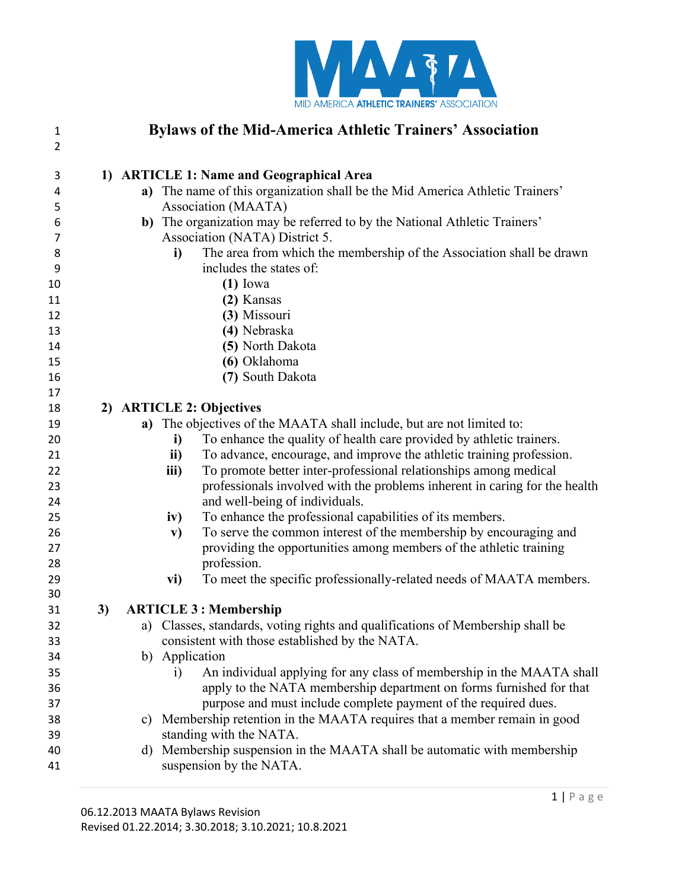# Bylaws of the Mid-America Athletic Trainers' Association

## 1) ARTICLE 1: Name and Geographical Area

- **a)** The name of this organization shall be the Mid America Athletic Trainers' Association (MAATA)
- **b)** The organization may be referred to by the National Athletic Trainers' Association (NATA) District 5.
  - **i)** The area from which the membership of the Association shall be drawn includes the states of:
    - **(1)** Iowa
    - **(2)** Kansas
    - **(3)** Missouri
    - **(4)** Nebraska
    - **(5)** North Dakota
    - **(6)** Oklahoma
    - **(7)** South Dakota

## 2) ARTICLE 2: Objectives

- **a)** The objectives of the MAATA shall include, but are not limited to:
  - **i)** To enhance the quality of health care provided by athletic trainers.
  - **ii)** To advance, encourage, and improve the athletic training profession.
  - **iii)** To promote better inter-professional relationships among medical professionals involved with the problems inherent in caring for the health and well-being of individuals.
  - **iv)** To enhance the professional capabilities of its members.
  - **v)** To serve the common interest of the membership by encouraging and providing the opportunities among members of the athletic training profession.
  - **vi)** To meet the specific professionally-related needs of MAATA members.

## 3) ARTICLE 3 : Membership

- a) Classes, standards, voting rights and qualifications of Membership shall be consistent with those established by the NATA.
- b) Application
  - i) An individual applying for any class of membership in the MAATA shall apply to the NATA membership department on forms furnished for that purpose and must include complete payment of the required dues.
- c) Membership retention in the MAATA requires that a member remain in good standing with the NATA.
- d) Membership suspension in the MAATA shall be automatic with membership suspension by the NATA.

06.12.2013 MAATA Bylaws Revision
Revised 01.22.2014; 3.30.2018; 3.10.2021; 10.8.2021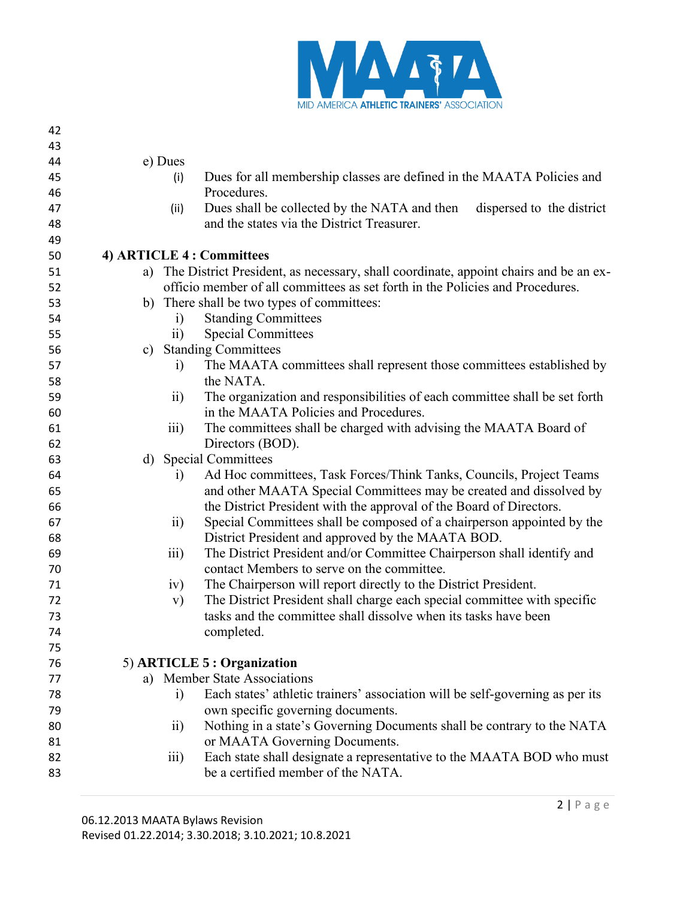e) Dues

(i) Dues for all membership classes are defined in the MAATA Policies and Procedures.

(ii) Dues shall be collected by the NATA and then dispersed to the district and the states via the District Treasurer.

## 4) ARTICLE 4 : Committees

a) The District President, as necessary, shall coordinate, appoint chairs and be an ex-officio member of all committees as set forth in the Policies and Procedures.

b) There shall be two types of committees:

i) Standing Committees

ii) Special Committees

c) Standing Committees

i) The MAATA committees shall represent those committees established by the NATA.

ii) The organization and responsibilities of each committee shall be set forth in the MAATA Policies and Procedures.

iii) The committees shall be charged with advising the MAATA Board of Directors (BOD).

d) Special Committees

i) Ad Hoc committees, Task Forces/Think Tanks, Councils, Project Teams and other MAATA Special Committees may be created and dissolved by the District President with the approval of the Board of Directors.

ii) Special Committees shall be composed of a chairperson appointed by the District President and approved by the MAATA BOD.

iii) The District President and/or Committee Chairperson shall identify and contact Members to serve on the committee.

iv) The Chairperson will report directly to the District President.

v) The District President shall charge each special committee with specific tasks and the committee shall dissolve when its tasks have been completed.

## 5) ARTICLE 5 : Organization

a) Member State Associations

i) Each states' athletic trainers' association will be self-governing as per its own specific governing documents.

ii) Nothing in a state's Governing Documents shall be contrary to the NATA or MAATA Governing Documents.

iii) Each state shall designate a representative to the MAATA BOD who must be a certified member of the NATA.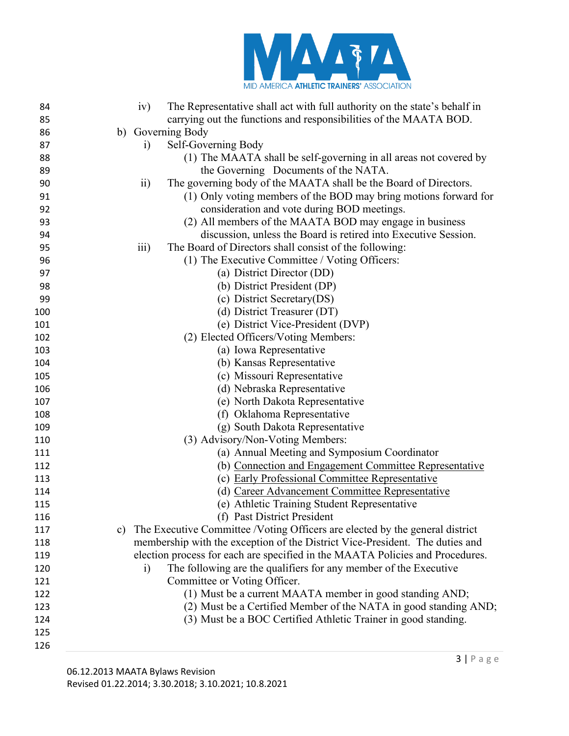iv) The Representative shall act with full authority on the state's behalf in carrying out the functions and responsibilities of the MAATA BOD.

b) Governing Body

i) Self-Governing Body

(1) The MAATA shall be self-governing in all areas not covered by the Governing Documents of the NATA.

ii) The governing body of the MAATA shall be the Board of Directors.

(1) Only voting members of the BOD may bring motions forward for consideration and vote during BOD meetings.

(2) All members of the MAATA BOD may engage in business discussion, unless the Board is retired into Executive Session.

iii) The Board of Directors shall consist of the following:

(1) The Executive Committee / Voting Officers:

(a) District Director (DD)

(b) District President (DP)

(c) District Secretary(DS)

(d) District Treasurer (DT)

(e) District Vice-President (DVP)

(2) Elected Officers/Voting Members:

(a) Iowa Representative

(b) Kansas Representative

(c) Missouri Representative

(d) Nebraska Representative

(e) North Dakota Representative

(f) Oklahoma Representative

(g) South Dakota Representative

(3) Advisory/Non-Voting Members:

(a) Annual Meeting and Symposium Coordinator

(b) Connection and Engagement Committee Representative

(c) Early Professional Committee Representative

(d) Career Advancement Committee Representative

(e) Athletic Training Student Representative

(f) Past District President

c) The Executive Committee /Voting Officers are elected by the general district membership with the exception of the District Vice-President. The duties and election process for each are specified in the MAATA Policies and Procedures.

i) The following are the qualifiers for any member of the Executive Committee or Voting Officer.

(1) Must be a current MAATA member in good standing AND;

(2) Must be a Certified Member of the NATA in good standing AND;

(3) Must be a BOC Certified Athletic Trainer in good standing.

06.12.2013 MAATA Bylaws Revision
Revised 01.22.2014; 3.30.2018; 3.10.2021; 10.8.2021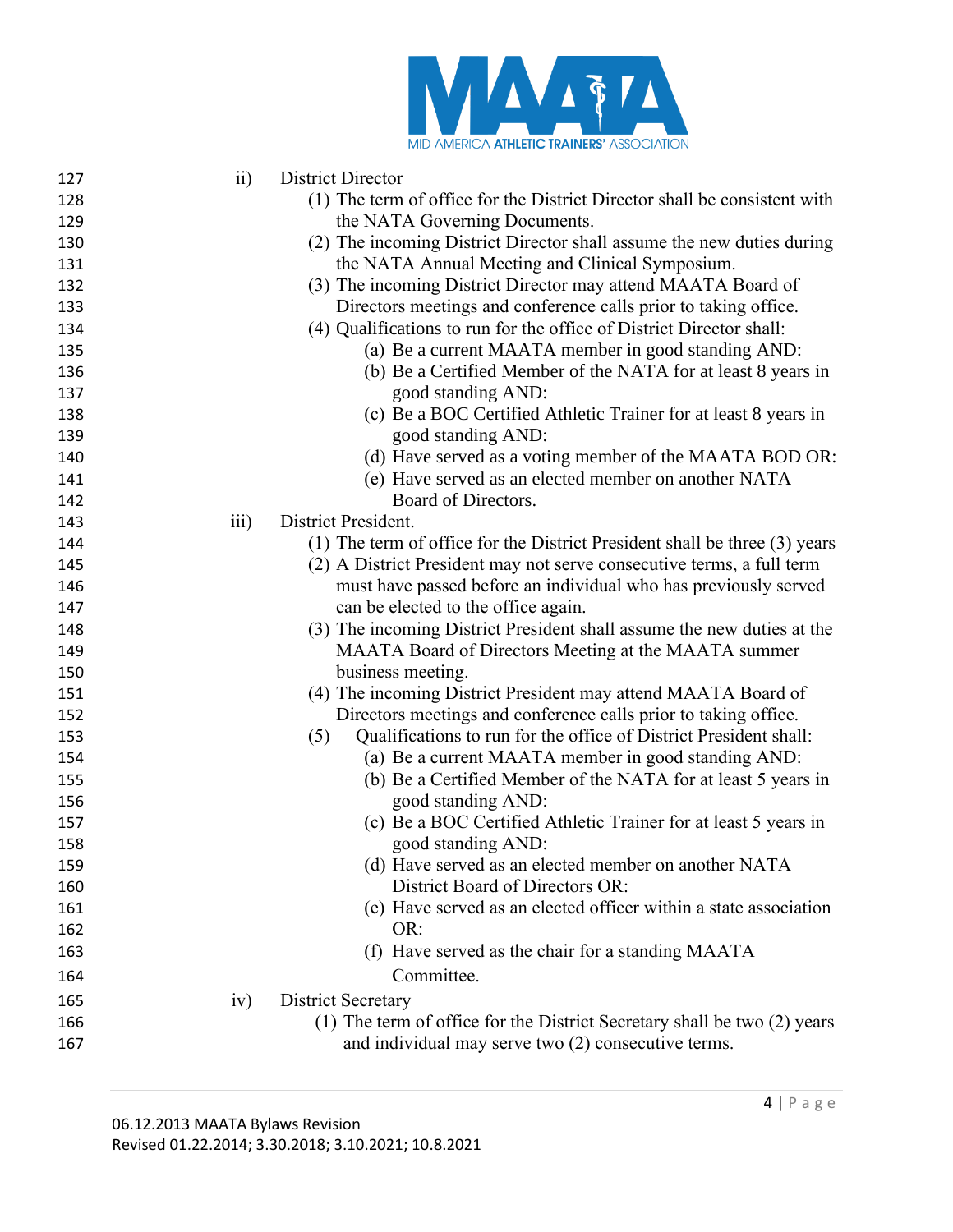ii) District Director

(1) The term of office for the District Director shall be consistent with the NATA Governing Documents.

(2) The incoming District Director shall assume the new duties during the NATA Annual Meeting and Clinical Symposium.

(3) The incoming District Director may attend MAATA Board of Directors meetings and conference calls prior to taking office.

(4) Qualifications to run for the office of District Director shall:

(a) Be a current MAATA member in good standing AND:

(b) Be a Certified Member of the NATA for at least 8 years in good standing AND:

(c) Be a BOC Certified Athletic Trainer for at least 8 years in good standing AND:

(d) Have served as a voting member of the MAATA BOD OR:

(e) Have served as an elected member on another NATA Board of Directors.

iii) District President.

(1) The term of office for the District President shall be three (3) years

(2) A District President may not serve consecutive terms, a full term must have passed before an individual who has previously served can be elected to the office again.

(3) The incoming District President shall assume the new duties at the MAATA Board of Directors Meeting at the MAATA summer business meeting.

(4) The incoming District President may attend MAATA Board of Directors meetings and conference calls prior to taking office.

(5) Qualifications to run for the office of District President shall:

(a) Be a current MAATA member in good standing AND:

(b) Be a Certified Member of the NATA for at least 5 years in good standing AND:

(c) Be a BOC Certified Athletic Trainer for at least 5 years in good standing AND:

(d) Have served as an elected member on another NATA District Board of Directors OR:

(e) Have served as an elected officer within a state association OR:

(f) Have served as the chair for a standing MAATA Committee.

iv) District Secretary

(1) The term of office for the District Secretary shall be two (2) years and individual may serve two (2) consecutive terms.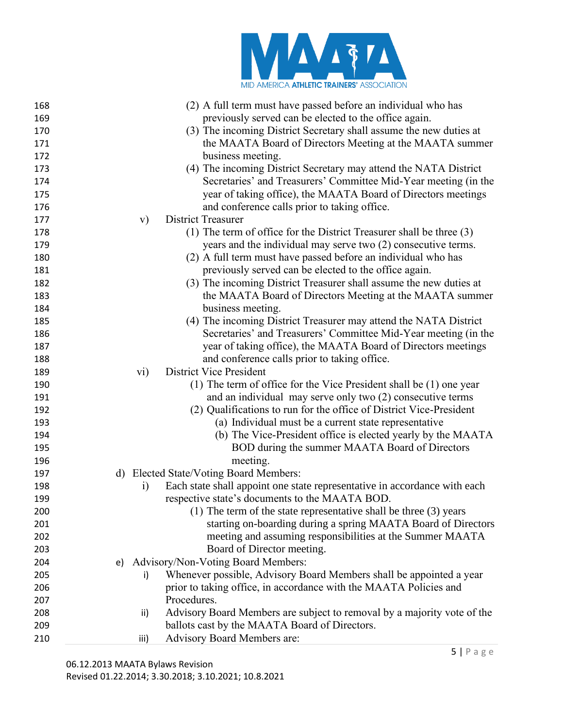(2) A full term must have passed before an individual who has previously served can be elected to the office again.

(3) The incoming District Secretary shall assume the new duties at the MAATA Board of Directors Meeting at the MAATA summer business meeting.

(4) The incoming District Secretary may attend the NATA District Secretaries' and Treasurers' Committee Mid-Year meeting (in the year of taking office), the MAATA Board of Directors meetings and conference calls prior to taking office.

v) District Treasurer

(1) The term of office for the District Treasurer shall be three (3) years and the individual may serve two (2) consecutive terms.

(2) A full term must have passed before an individual who has previously served can be elected to the office again.

(3) The incoming District Treasurer shall assume the new duties at the MAATA Board of Directors Meeting at the MAATA summer business meeting.

(4) The incoming District Treasurer may attend the NATA District Secretaries' and Treasurers' Committee Mid-Year meeting (in the year of taking office), the MAATA Board of Directors meetings and conference calls prior to taking office.

vi) District Vice President

(1) The term of office for the Vice President shall be (1) one year and an individual may serve only two (2) consecutive terms

(2) Qualifications to run for the office of District Vice-President

(a) Individual must be a current state representative

(b) The Vice-President office is elected yearly by the MAATA BOD during the summer MAATA Board of Directors meeting.

d) Elected State/Voting Board Members:

i) Each state shall appoint one state representative in accordance with each respective state's documents to the MAATA BOD.

(1) The term of the state representative shall be three (3) years starting on-boarding during a spring MAATA Board of Directors meeting and assuming responsibilities at the Summer MAATA Board of Director meeting.

e) Advisory/Non-Voting Board Members:

i) Whenever possible, Advisory Board Members shall be appointed a year prior to taking office, in accordance with the MAATA Policies and Procedures.

ii) Advisory Board Members are subject to removal by a majority vote of the ballots cast by the MAATA Board of Directors.

iii) Advisory Board Members are: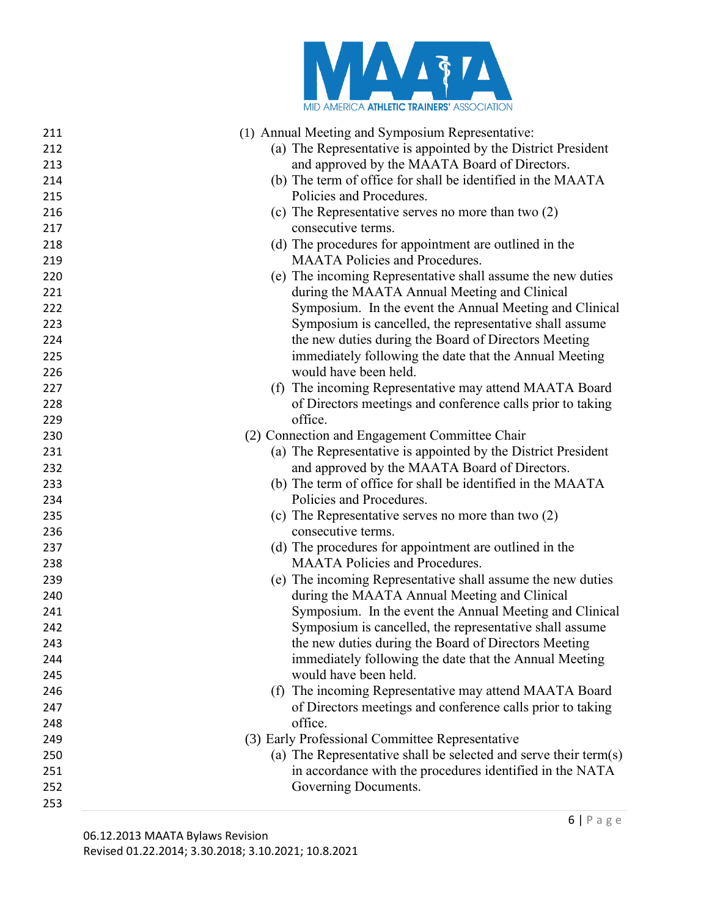(1) Annual Meeting and Symposium Representative:

(a) The Representative is appointed by the District President and approved by the MAATA Board of Directors.

(b) The term of office for shall be identified in the MAATA Policies and Procedures.

(c) The Representative serves no more than two (2) consecutive terms.

(d) The procedures for appointment are outlined in the MAATA Policies and Procedures.

(e) The incoming Representative shall assume the new duties during the MAATA Annual Meeting and Clinical Symposium. In the event the Annual Meeting and Clinical Symposium is cancelled, the representative shall assume the new duties during the Board of Directors Meeting immediately following the date that the Annual Meeting would have been held.

(f) The incoming Representative may attend MAATA Board of Directors meetings and conference calls prior to taking office.

(2) Connection and Engagement Committee Chair

(a) The Representative is appointed by the District President and approved by the MAATA Board of Directors.

(b) The term of office for shall be identified in the MAATA Policies and Procedures.

(c) The Representative serves no more than two (2) consecutive terms.

(d) The procedures for appointment are outlined in the MAATA Policies and Procedures.

(e) The incoming Representative shall assume the new duties during the MAATA Annual Meeting and Clinical Symposium. In the event the Annual Meeting and Clinical Symposium is cancelled, the representative shall assume the new duties during the Board of Directors Meeting immediately following the date that the Annual Meeting would have been held.

(f) The incoming Representative may attend MAATA Board of Directors meetings and conference calls prior to taking office.

(3) Early Professional Committee Representative

(a) The Representative shall be selected and serve their term(s) in accordance with the procedures identified in the NATA Governing Documents.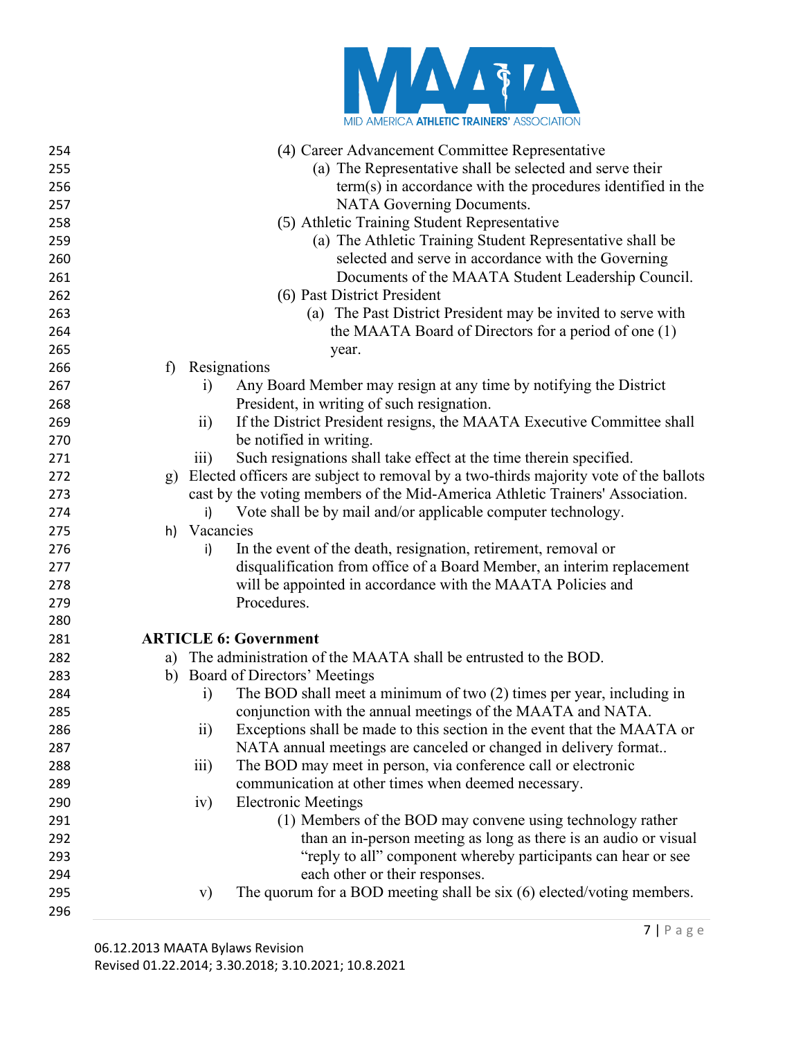(4) Career Advancement Committee Representative
   (a) The Representative shall be selected and serve their term(s) in accordance with the procedures identified in the NATA Governing Documents.

(5) Athletic Training Student Representative
   (a) The Athletic Training Student Representative shall be selected and serve in accordance with the Governing Documents of the MAATA Student Leadership Council.

(6) Past District President
   (a) The Past District President may be invited to serve with the MAATA Board of Directors for a period of one (1) year.

f) Resignations
   i) Any Board Member may resign at any time by notifying the District President, in writing of such resignation.
   ii) If the District President resigns, the MAATA Executive Committee shall be notified in writing.
   iii) Such resignations shall take effect at the time therein specified.

g) Elected officers are subject to removal by a two-thirds majority vote of the ballots cast by the voting members of the Mid-America Athletic Trainers' Association.
   i) Vote shall be by mail and/or applicable computer technology.

h) Vacancies
   i) In the event of the death, resignation, retirement, removal or disqualification from office of a Board Member, an interim replacement will be appointed in accordance with the MAATA Policies and Procedures.

**ARTICLE 6: Government**

a) The administration of the MAATA shall be entrusted to the BOD.

b) Board of Directors' Meetings
   i) The BOD shall meet a minimum of two (2) times per year, including in conjunction with the annual meetings of the MAATA and NATA.
   ii) Exceptions shall be made to this section in the event that the MAATA or NATA annual meetings are canceled or changed in delivery format..
   iii) The BOD may meet in person, via conference call or electronic communication at other times when deemed necessary.
   iv) Electronic Meetings
      (1) Members of the BOD may convene using technology rather than an in-person meeting as long as there is an audio or visual "reply to all" component whereby participants can hear or see each other or their responses.
   v) The quorum for a BOD meeting shall be six (6) elected/voting members.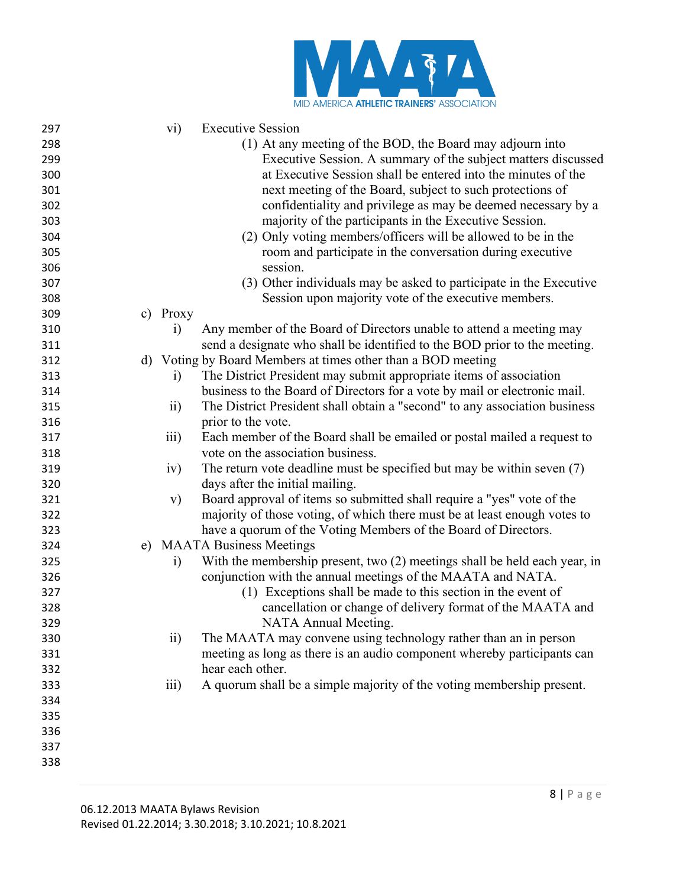- vi) Executive Session
  - (1) At any meeting of the BOD, the Board may adjourn into Executive Session. A summary of the subject matters discussed at Executive Session shall be entered into the minutes of the next meeting of the Board, subject to such protections of confidentiality and privilege as may be deemed necessary by a majority of the participants in the Executive Session.
  - (2) Only voting members/officers will be allowed to be in the room and participate in the conversation during executive session.
  - (3) Other individuals may be asked to participate in the Executive Session upon majority vote of the executive members.

c) Proxy
- i) Any member of the Board of Directors unable to attend a meeting may send a designate who shall be identified to the BOD prior to the meeting.

d) Voting by Board Members at times other than a BOD meeting
- i) The District President may submit appropriate items of association business to the Board of Directors for a vote by mail or electronic mail.
- ii) The District President shall obtain a "second" to any association business prior to the vote.
- iii) Each member of the Board shall be emailed or postal mailed a request to vote on the association business.
- iv) The return vote deadline must be specified but may be within seven (7) days after the initial mailing.
- v) Board approval of items so submitted shall require a "yes" vote of the majority of those voting, of which there must be at least enough votes to have a quorum of the Voting Members of the Board of Directors.

e) MAATA Business Meetings
- i) With the membership present, two (2) meetings shall be held each year, in conjunction with the annual meetings of the MAATA and NATA.
  - (1) Exceptions shall be made to this section in the event of cancellation or change of delivery format of the MAATA and NATA Annual Meeting.
- ii) The MAATA may convene using technology rather than an in person meeting as long as there is an audio component whereby participants can hear each other.
- iii) A quorum shall be a simple majority of the voting membership present.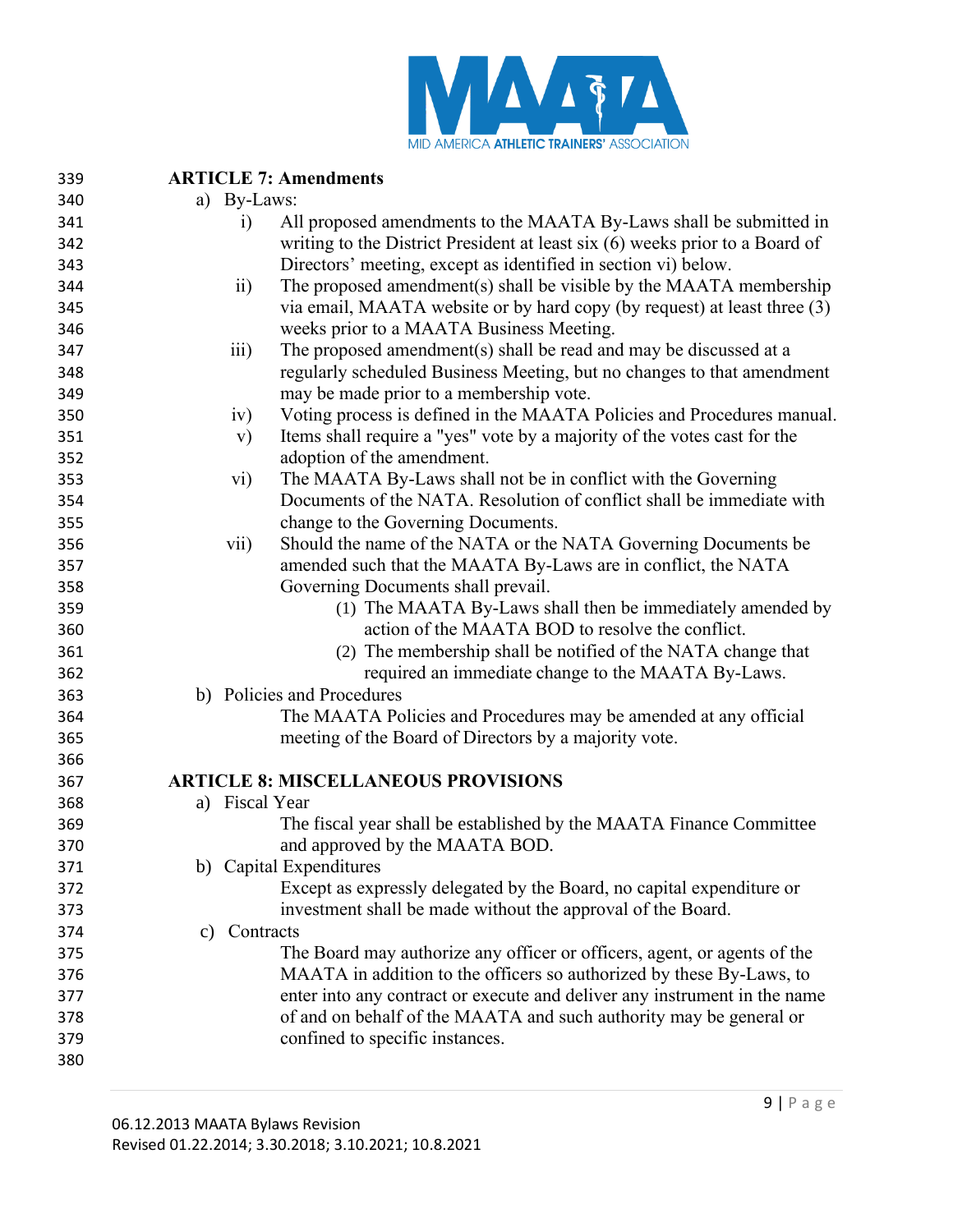## ARTICLE 7: Amendments

a) By-Laws:

i) All proposed amendments to the MAATA By-Laws shall be submitted in writing to the District President at least six (6) weeks prior to a Board of Directors' meeting, except as identified in section vi) below.

ii) The proposed amendment(s) shall be visible by the MAATA membership via email, MAATA website or by hard copy (by request) at least three (3) weeks prior to a MAATA Business Meeting.

iii) The proposed amendment(s) shall be read and may be discussed at a regularly scheduled Business Meeting, but no changes to that amendment may be made prior to a membership vote.

iv) Voting process is defined in the MAATA Policies and Procedures manual.

v) Items shall require a "yes" vote by a majority of the votes cast for the adoption of the amendment.

vi) The MAATA By-Laws shall not be in conflict with the Governing Documents of the NATA. Resolution of conflict shall be immediate with change to the Governing Documents.

vii) Should the name of the NATA or the NATA Governing Documents be amended such that the MAATA By-Laws are in conflict, the NATA Governing Documents shall prevail.

(1) The MAATA By-Laws shall then be immediately amended by action of the MAATA BOD to resolve the conflict.

(2) The membership shall be notified of the NATA change that required an immediate change to the MAATA By-Laws.

b) Policies and Procedures

The MAATA Policies and Procedures may be amended at any official meeting of the Board of Directors by a majority vote.

## ARTICLE 8: MISCELLANEOUS PROVISIONS

a) Fiscal Year

The fiscal year shall be established by the MAATA Finance Committee and approved by the MAATA BOD.

b) Capital Expenditures

Except as expressly delegated by the Board, no capital expenditure or investment shall be made without the approval of the Board.

c) Contracts

The Board may authorize any officer or officers, agent, or agents of the MAATA in addition to the officers so authorized by these By-Laws, to enter into any contract or execute and deliver any instrument in the name of and on behalf of the MAATA and such authority may be general or confined to specific instances.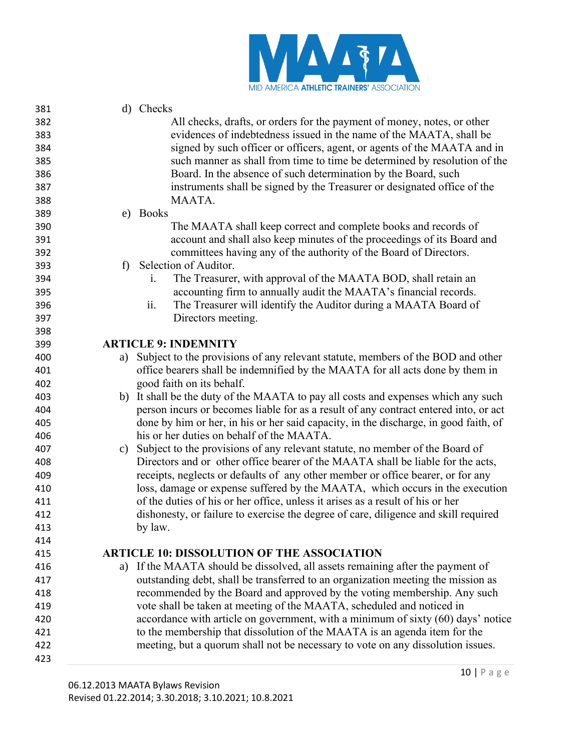d) Checks

All checks, drafts, or orders for the payment of money, notes, or other evidences of indebtedness issued in the name of the MAATA, shall be signed by such officer or officers, agent, or agents of the MAATA and in such manner as shall from time to time be determined by resolution of the Board. In the absence of such determination by the Board, such instruments shall be signed by the Treasurer or designated office of the MAATA.

e) Books

The MAATA shall keep correct and complete books and records of account and shall also keep minutes of the proceedings of its Board and committees having any of the authority of the Board of Directors.

f) Selection of Auditor.

i. The Treasurer, with approval of the MAATA BOD, shall retain an accounting firm to annually audit the MAATA's financial records.

ii. The Treasurer will identify the Auditor during a MAATA Board of Directors meeting.

## ARTICLE 9: INDEMNITY

a) Subject to the provisions of any relevant statute, members of the BOD and other office bearers shall be indemnified by the MAATA for all acts done by them in good faith on its behalf.

b) It shall be the duty of the MAATA to pay all costs and expenses which any such person incurs or becomes liable for as a result of any contract entered into, or act done by him or her, in his or her said capacity, in the discharge, in good faith, of his or her duties on behalf of the MAATA.

c) Subject to the provisions of any relevant statute, no member of the Board of Directors and or other office bearer of the MAATA shall be liable for the acts, receipts, neglects or defaults of any other member or office bearer, or for any loss, damage or expense suffered by the MAATA, which occurs in the execution of the duties of his or her office, unless it arises as a result of his or her dishonesty, or failure to exercise the degree of care, diligence and skill required by law.

## ARTICLE 10: DISSOLUTION OF THE ASSOCIATION

a) If the MAATA should be dissolved, all assets remaining after the payment of outstanding debt, shall be transferred to an organization meeting the mission as recommended by the Board and approved by the voting membership. Any such vote shall be taken at meeting of the MAATA, scheduled and noticed in accordance with article on government, with a minimum of sixty (60) days' notice to the membership that dissolution of the MAATA is an agenda item for the meeting, but a quorum shall not be necessary to vote on any dissolution issues.